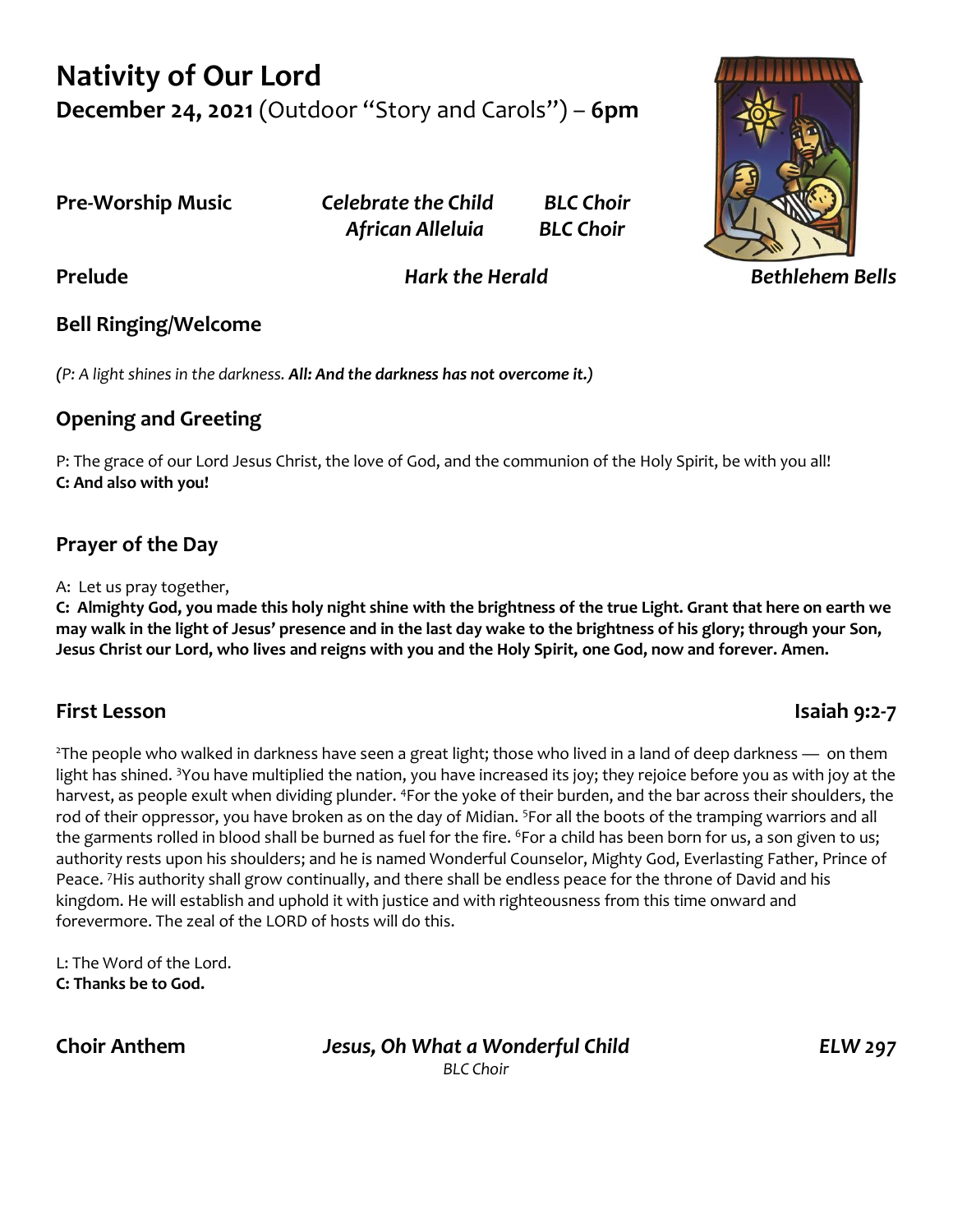# Nativity of Our Lord

**December 24, 2021** (Outdoor "Story and Carols") – **6pm**

**Pre-Worship Music** — ***Celebrate the Child*** — ***BLC Choir***
***African Alleluia*** — ***BLC Choir***

**Prelude** — ***Hark the Herald*** — ***Bethlehem Bells***

## Bell Ringing/Welcome

*(P: A light shines in the darkness.* ***All: And the darkness has not overcome it.)***

## Opening and Greeting

P: The grace of our Lord Jesus Christ, the love of God, and the communion of the Holy Spirit, be with you all!
**C: And also with you!**

## Prayer of the Day

A: Let us pray together,
**C: Almighty God, you made this holy night shine with the brightness of the true Light. Grant that here on earth we may walk in the light of Jesus' presence and in the last day wake to the brightness of his glory; through your Son, Jesus Christ our Lord, who lives and reigns with you and the Holy Spirit, one God, now and forever. Amen.**

## First Lesson — Isaiah 9:2-7

[2]The people who walked in darkness have seen a great light; those who lived in a land of deep darkness — on them light has shined. [3]You have multiplied the nation, you have increased its joy; they rejoice before you as with joy at the harvest, as people exult when dividing plunder. [4]For the yoke of their burden, and the bar across their shoulders, the rod of their oppressor, you have broken as on the day of Midian. [5]For all the boots of the tramping warriors and all the garments rolled in blood shall be burned as fuel for the fire. [6]For a child has been born for us, a son given to us; authority rests upon his shoulders; and he is named Wonderful Counselor, Mighty God, Everlasting Father, Prince of Peace. [7]His authority shall grow continually, and there shall be endless peace for the throne of David and his kingdom. He will establish and uphold it with justice and with righteousness from this time onward and forevermore. The zeal of the LORD of hosts will do this.

L: The Word of the Lord.
**C: Thanks be to God.**

**Choir Anthem** — ***Jesus, Oh What a Wonderful Child*** — ***ELW 297***
*BLC Choir*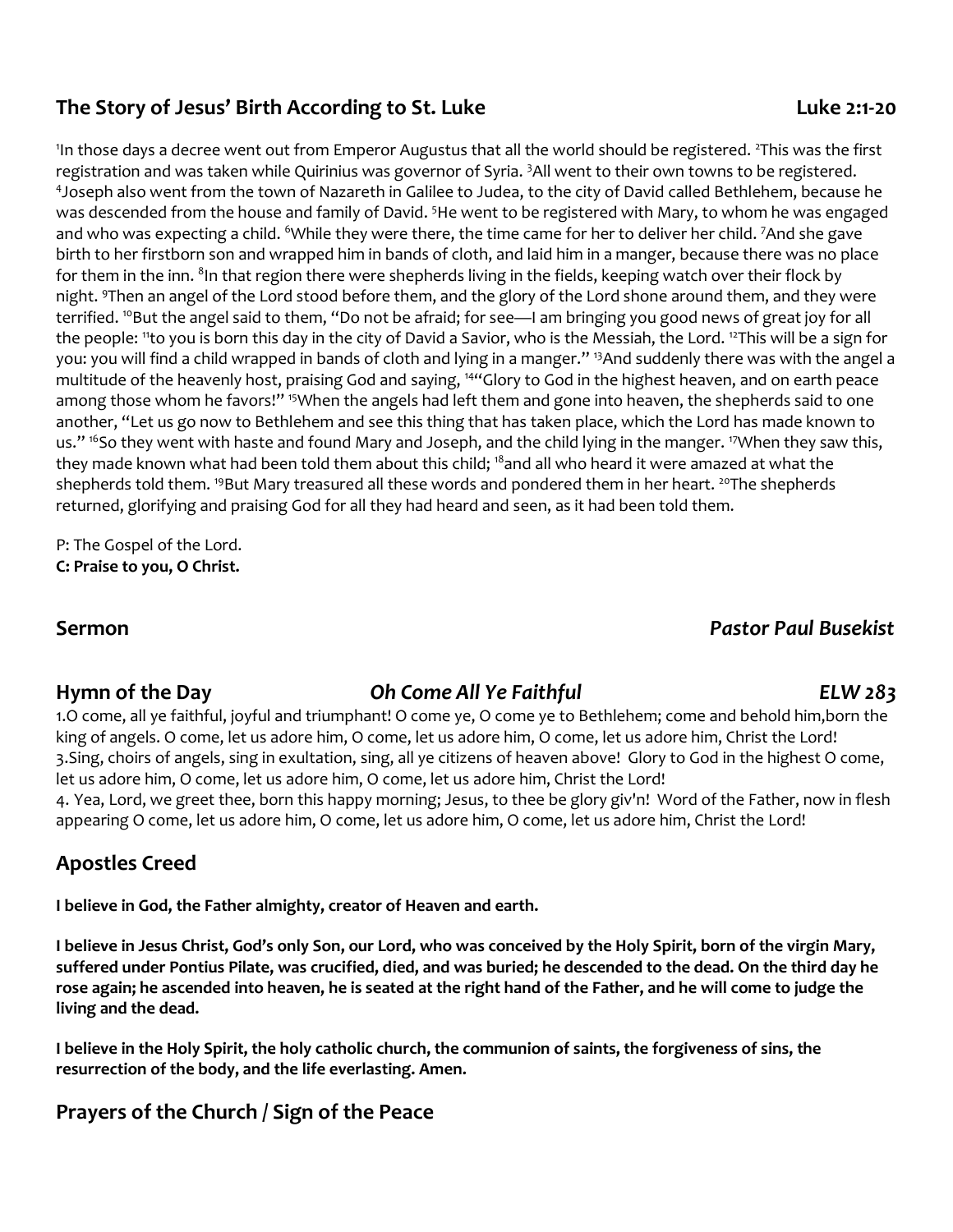## The Story of Jesus' Birth According to St. Luke — Luke 2:1-20

[1]In those days a decree went out from Emperor Augustus that all the world should be registered. [2]This was the first registration and was taken while Quirinius was governor of Syria. [3]All went to their own towns to be registered. [4]Joseph also went from the town of Nazareth in Galilee to Judea, to the city of David called Bethlehem, because he was descended from the house and family of David. [5]He went to be registered with Mary, to whom he was engaged and who was expecting a child. [6]While they were there, the time came for her to deliver her child. [7]And she gave birth to her firstborn son and wrapped him in bands of cloth, and laid him in a manger, because there was no place for them in the inn. [8]In that region there were shepherds living in the fields, keeping watch over their flock by night. [9]Then an angel of the Lord stood before them, and the glory of the Lord shone around them, and they were terrified. [10]But the angel said to them, "Do not be afraid; for see—I am bringing you good news of great joy for all the people: [11]to you is born this day in the city of David a Savior, who is the Messiah, the Lord. [12]This will be a sign for you: you will find a child wrapped in bands of cloth and lying in a manger." [13]And suddenly there was with the angel a multitude of the heavenly host, praising God and saying, [14]"Glory to God in the highest heaven, and on earth peace among those whom he favors!" [15]When the angels had left them and gone into heaven, the shepherds said to one another, "Let us go now to Bethlehem and see this thing that has taken place, which the Lord has made known to us." [16]So they went with haste and found Mary and Joseph, and the child lying in the manger. [17]When they saw this, they made known what had been told them about this child; [18]and all who heard it were amazed at what the shepherds told them. [19]But Mary treasured all these words and pondered them in her heart. [20]The shepherds returned, glorifying and praising God for all they had heard and seen, as it had been told them.

P: The Gospel of the Lord.
**C: Praise to you, O Christ.**

## Sermon — *Pastor Paul Busekist*

## Hymn of the Day — *Oh Come All Ye Faithful* — *ELW 283*

1.O come, all ye faithful, joyful and triumphant! O come ye, O come ye to Bethlehem; come and behold him,born the king of angels. O come, let us adore him, O come, let us adore him, O come, let us adore him, Christ the Lord!
3.Sing, choirs of angels, sing in exultation, sing, all ye citizens of heaven above! Glory to God in the highest O come, let us adore him, O come, let us adore him, O come, let us adore him, Christ the Lord!
4. Yea, Lord, we greet thee, born this happy morning; Jesus, to thee be glory giv'n! Word of the Father, now in flesh appearing O come, let us adore him, O come, let us adore him, O come, let us adore him, Christ the Lord!

## Apostles Creed

**I believe in God, the Father almighty, creator of Heaven and earth.**

**I believe in Jesus Christ, God's only Son, our Lord, who was conceived by the Holy Spirit, born of the virgin Mary, suffered under Pontius Pilate, was crucified, died, and was buried; he descended to the dead. On the third day he rose again; he ascended into heaven, he is seated at the right hand of the Father, and he will come to judge the living and the dead.**

**I believe in the Holy Spirit, the holy catholic church, the communion of saints, the forgiveness of sins, the resurrection of the body, and the life everlasting. Amen.**

## Prayers of the Church / Sign of the Peace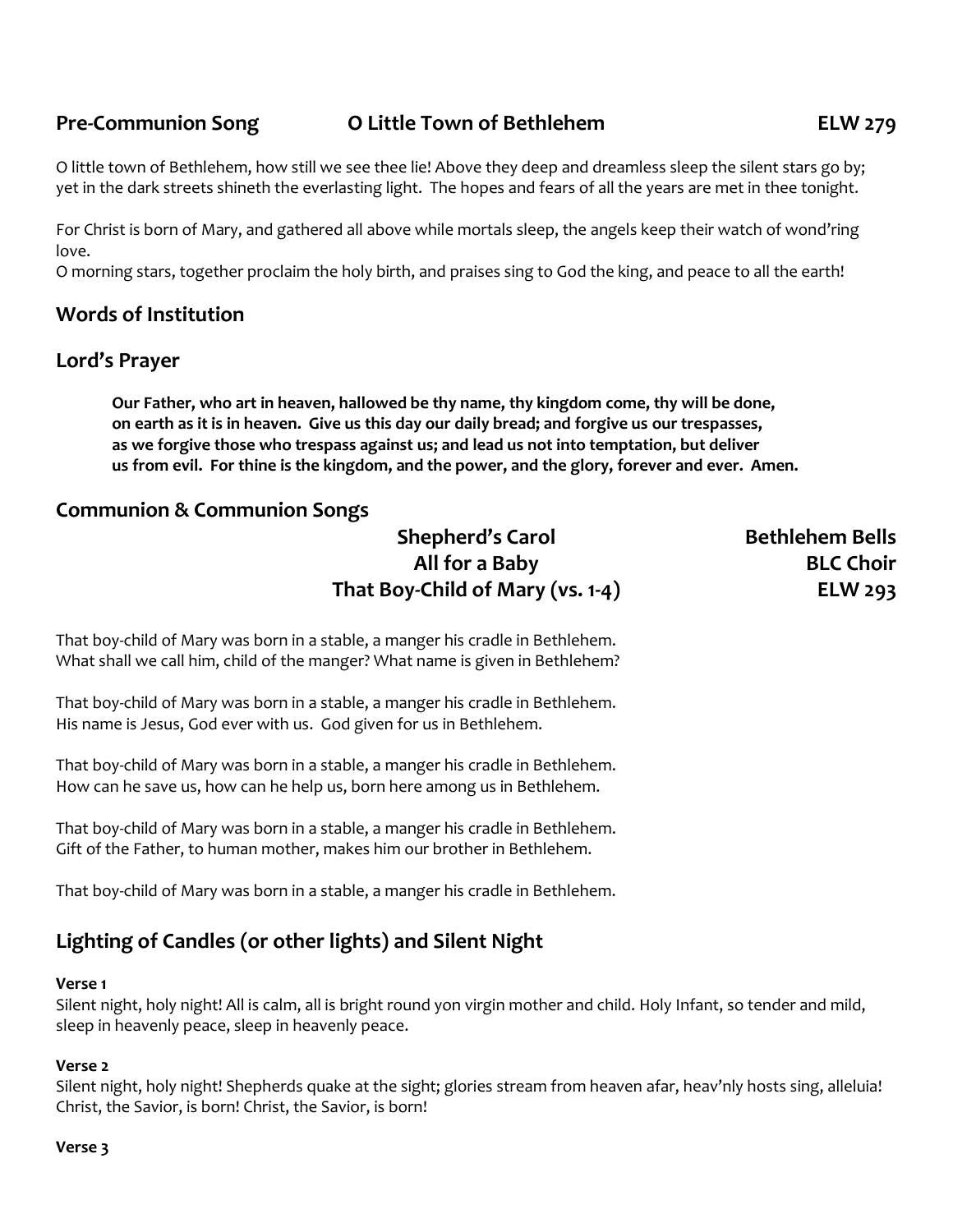## Pre-Communion Song — O Little Town of Bethlehem — ELW 279

O little town of Bethlehem, how still we see thee lie! Above they deep and dreamless sleep the silent stars go by; yet in the dark streets shineth the everlasting light. The hopes and fears of all the years are met in thee tonight.

For Christ is born of Mary, and gathered all above while mortals sleep, the angels keep their watch of wond'ring love.
O morning stars, together proclaim the holy birth, and praises sing to God the king, and peace to all the earth!

## Words of Institution

## Lord's Prayer

**Our Father, who art in heaven, hallowed be thy name, thy kingdom come, thy will be done, on earth as it is in heaven. Give us this day our daily bread; and forgive us our trespasses, as we forgive those who trespass against us; and lead us not into temptation, but deliver us from evil. For thine is the kingdom, and the power, and the glory, forever and ever. Amen.**

## Communion & Communion Songs

**Shepherd's Carol** — **Bethlehem Bells**
**All for a Baby** — **BLC Choir**
**That Boy-Child of Mary (vs. 1-4)** — **ELW 293**

That boy-child of Mary was born in a stable, a manger his cradle in Bethlehem.
What shall we call him, child of the manger? What name is given in Bethlehem?

That boy-child of Mary was born in a stable, a manger his cradle in Bethlehem.
His name is Jesus, God ever with us. God given for us in Bethlehem.

That boy-child of Mary was born in a stable, a manger his cradle in Bethlehem.
How can he save us, how can he help us, born here among us in Bethlehem.

That boy-child of Mary was born in a stable, a manger his cradle in Bethlehem.
Gift of the Father, to human mother, makes him our brother in Bethlehem.

That boy-child of Mary was born in a stable, a manger his cradle in Bethlehem.

## Lighting of Candles (or other lights) and Silent Night

**Verse 1**
Silent night, holy night! All is calm, all is bright round yon virgin mother and child. Holy Infant, so tender and mild, sleep in heavenly peace, sleep in heavenly peace.

**Verse 2**
Silent night, holy night! Shepherds quake at the sight; glories stream from heaven afar, heav'nly hosts sing, alleluia! Christ, the Savior, is born! Christ, the Savior, is born!

**Verse 3**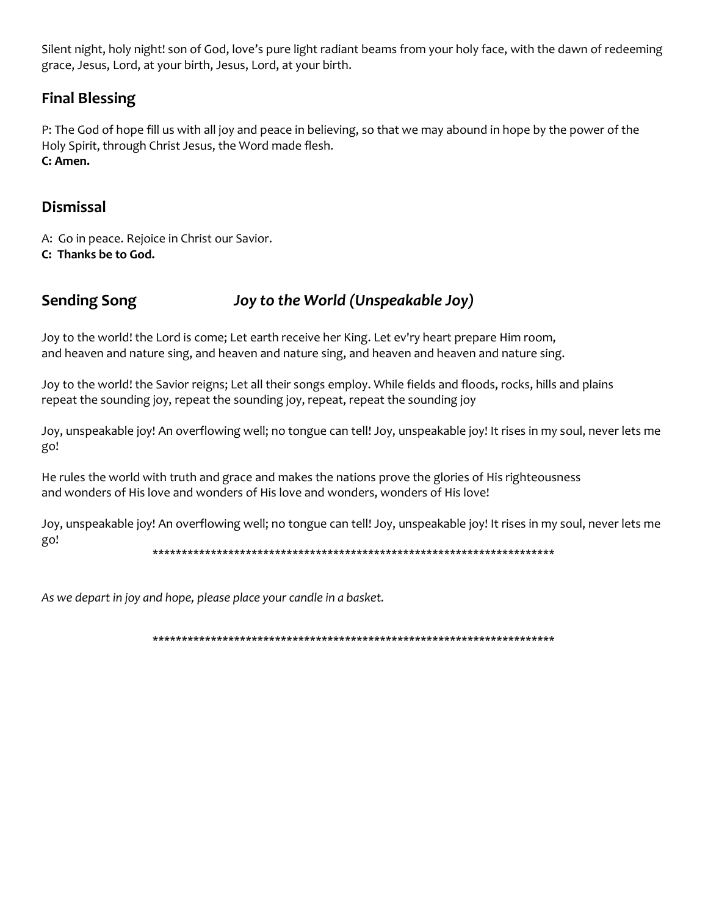Silent night, holy night! son of God, love's pure light radiant beams from your holy face, with the dawn of redeeming grace, Jesus, Lord, at your birth, Jesus, Lord, at your birth.

## Final Blessing

P: The God of hope fill us with all joy and peace in believing, so that we may abound in hope by the power of the Holy Spirit, through Christ Jesus, the Word made flesh.
**C: Amen.**

## Dismissal

A: Go in peace. Rejoice in Christ our Savior.
**C: Thanks be to God.**

## Sending Song *Joy to the World (Unspeakable Joy)*

Joy to the world! the Lord is come; Let earth receive her King. Let ev'ry heart prepare Him room, and heaven and nature sing, and heaven and nature sing, and heaven and heaven and nature sing.

Joy to the world! the Savior reigns; Let all their songs employ. While fields and floods, rocks, hills and plains repeat the sounding joy, repeat the sounding joy, repeat, repeat the sounding joy

Joy, unspeakable joy! An overflowing well; no tongue can tell! Joy, unspeakable joy! It rises in my soul, never lets me go!

He rules the world with truth and grace and makes the nations prove the glories of His righteousness and wonders of His love and wonders of His love and wonders, wonders of His love!

Joy, unspeakable joy! An overflowing well; no tongue can tell! Joy, unspeakable joy! It rises in my soul, never lets me go!

************************************************************************

*As we depart in joy and hope, please place your candle in a basket.*

************************************************************************